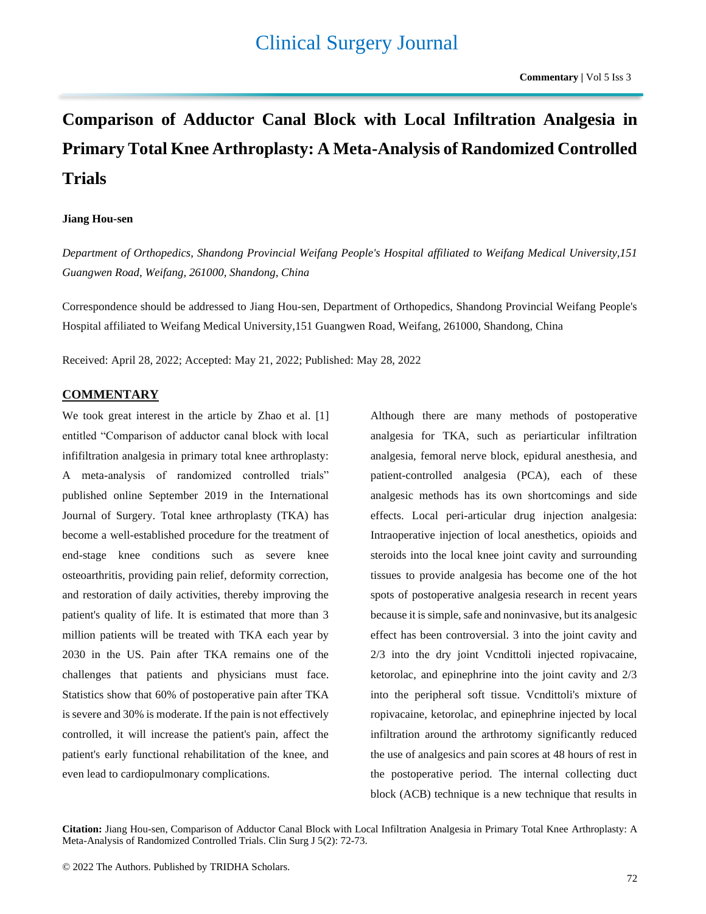# Comparison of Adductor Canal Block with Local Infiltration Analgesia in Primary Total Knee Arthroplasty: A Meta-Analysis of Randomized Controlled Trials

**Jiang Hou-sen**

*Department of Orthopedics, Shandong Provincial Weifang People's Hospital affiliated to Weifang Medical University,151 Guangwen Road, Weifang, 261000, Shandong, China*

Correspondence should be addressed to Jiang Hou-sen, Department of Orthopedics, Shandong Provincial Weifang People's Hospital affiliated to Weifang Medical University,151 Guangwen Road, Weifang, 261000, Shandong, China

Received: April 28, 2022; Accepted: May 21, 2022; Published: May 28, 2022

## COMMENTARY

We took great interest in the article by Zhao et al. [1] entitled "Comparison of adductor canal block with local infifiltration analgesia in primary total knee arthroplasty: A meta-analysis of randomized controlled trials" published online September 2019 in the International Journal of Surgery. Total knee arthroplasty (TKA) has become a well-established procedure for the treatment of end-stage knee conditions such as severe knee osteoarthritis, providing pain relief, deformity correction, and restoration of daily activities, thereby improving the patient's quality of life. It is estimated that more than 3 million patients will be treated with TKA each year by 2030 in the US. Pain after TKA remains one of the challenges that patients and physicians must face. Statistics show that 60% of postoperative pain after TKA is severe and 30% is moderate. If the pain is not effectively controlled, it will increase the patient's pain, affect the patient's early functional rehabilitation of the knee, and even lead to cardiopulmonary complications.

Although there are many methods of postoperative analgesia for TKA, such as periarticular infiltration analgesia, femoral nerve block, epidural anesthesia, and patient-controlled analgesia (PCA), each of these analgesic methods has its own shortcomings and side effects. Local peri-articular drug injection analgesia: Intraoperative injection of local anesthetics, opioids and steroids into the local knee joint cavity and surrounding tissues to provide analgesia has become one of the hot spots of postoperative analgesia research in recent years because it is simple, safe and noninvasive, but its analgesic effect has been controversial. 3 into the joint cavity and 2/3 into the dry joint Vcndittoli injected ropivacaine, ketorolac, and epinephrine into the joint cavity and 2/3 into the peripheral soft tissue. Vcndittoli's mixture of ropivacaine, ketorolac, and epinephrine injected by local infiltration around the arthrotomy significantly reduced the use of analgesics and pain scores at 48 hours of rest in the postoperative period. The internal collecting duct block (ACB) technique is a new technique that results in

**Citation:** Jiang Hou-sen, Comparison of Adductor Canal Block with Local Infiltration Analgesia in Primary Total Knee Arthroplasty: A Meta-Analysis of Randomized Controlled Trials. Clin Surg J 5(2): 72-73.

© 2022 The Authors. Published by TRIDHA Scholars.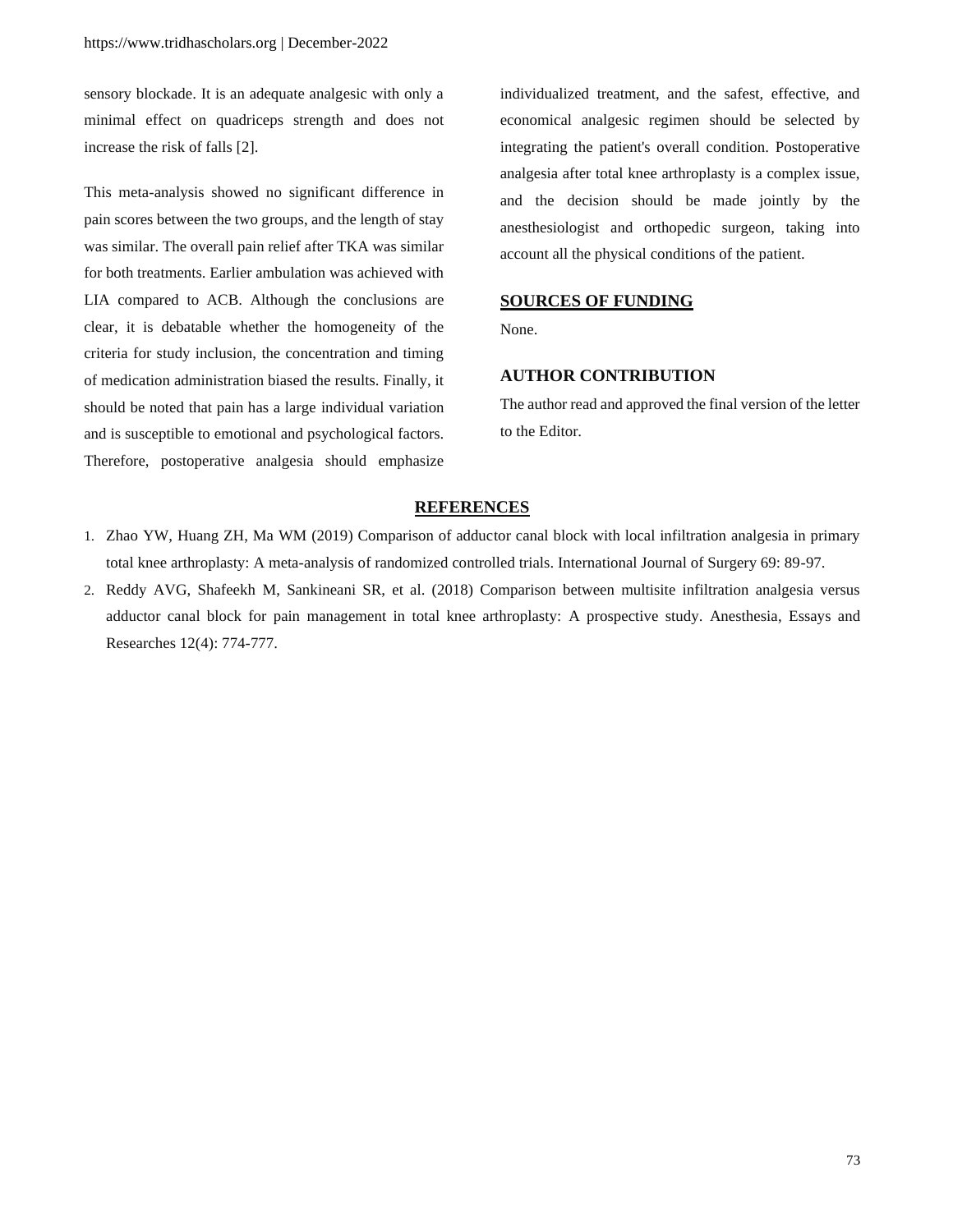sensory blockade. It is an adequate analgesic with only a minimal effect on quadriceps strength and does not increase the risk of falls [2].

This meta-analysis showed no significant difference in pain scores between the two groups, and the length of stay was similar. The overall pain relief after TKA was similar for both treatments. Earlier ambulation was achieved with LIA compared to ACB. Although the conclusions are clear, it is debatable whether the homogeneity of the criteria for study inclusion, the concentration and timing of medication administration biased the results. Finally, it should be noted that pain has a large individual variation and is susceptible to emotional and psychological factors. Therefore, postoperative analgesia should emphasize individualized treatment, and the safest, effective, and economical analgesic regimen should be selected by integrating the patient's overall condition. Postoperative analgesia after total knee arthroplasty is a complex issue, and the decision should be made jointly by the anesthesiologist and orthopedic surgeon, taking into account all the physical conditions of the patient.

## SOURCES OF FUNDING

None.

## AUTHOR CONTRIBUTION

The author read and approved the final version of the letter to the Editor.

## REFERENCES

1. Zhao YW, Huang ZH, Ma WM (2019) Comparison of adductor canal block with local infiltration analgesia in primary total knee arthroplasty: A meta-analysis of randomized controlled trials. International Journal of Surgery 69: 89-97.
2. Reddy AVG, Shafeekh M, Sankineani SR, et al. (2018) Comparison between multisite infiltration analgesia versus adductor canal block for pain management in total knee arthroplasty: A prospective study. Anesthesia, Essays and Researches 12(4): 774-777.